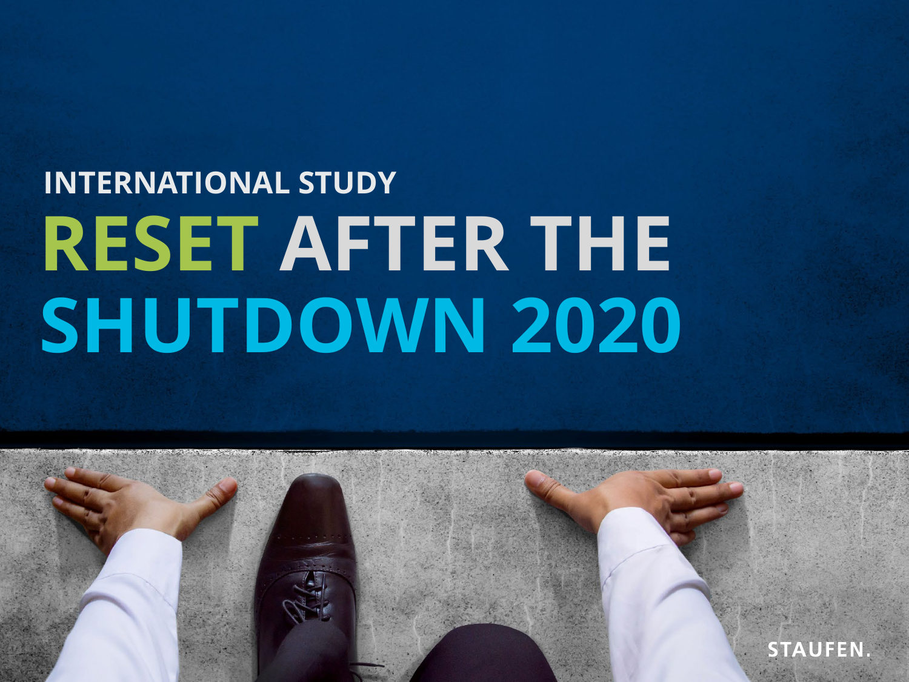INTERNATIONAL STUDY

# RESET AFTER THE SHUTDOWN 2020

STAUFEN.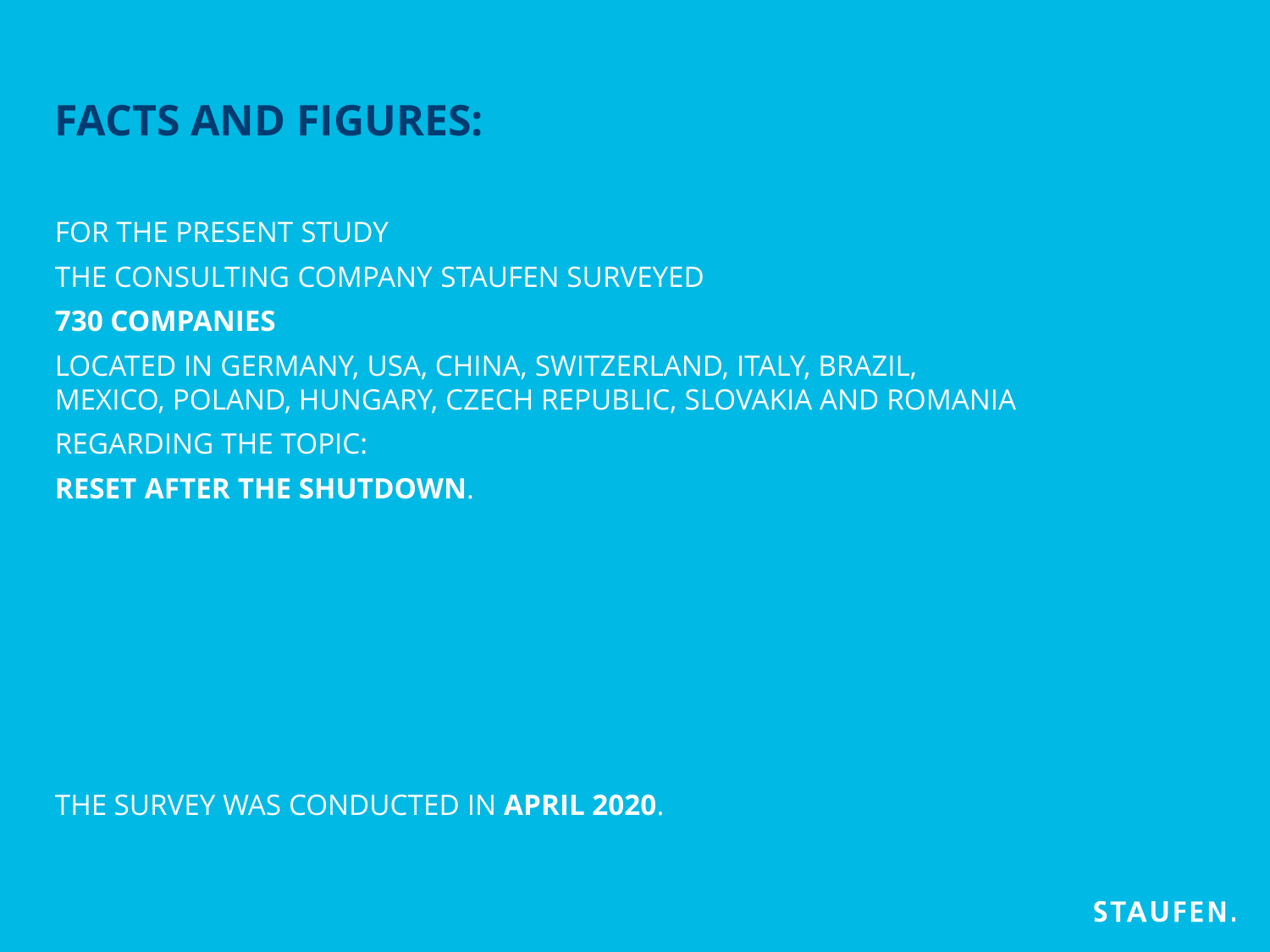# FACTS AND FIGURES:

FOR THE PRESENT STUDY

THE CONSULTING COMPANY STAUFEN SURVEYED

**730 COMPANIES**

LOCATED IN GERMANY, USA, CHINA, SWITZERLAND, ITALY, BRAZIL, MEXICO, POLAND, HUNGARY, CZECH REPUBLIC, SLOVAKIA AND ROMANIA

REGARDING THE TOPIC:

**RESET AFTER THE SHUTDOWN**.

THE SURVEY WAS CONDUCTED IN **APRIL 2020**.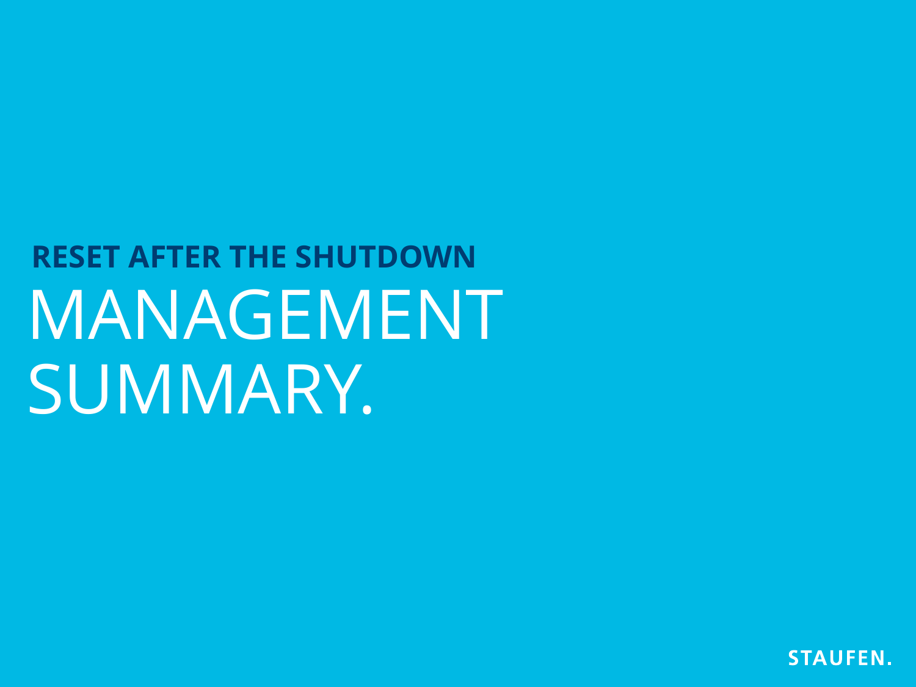**RESET AFTER THE SHUTDOWN**

# MANAGEMENT SUMMARY.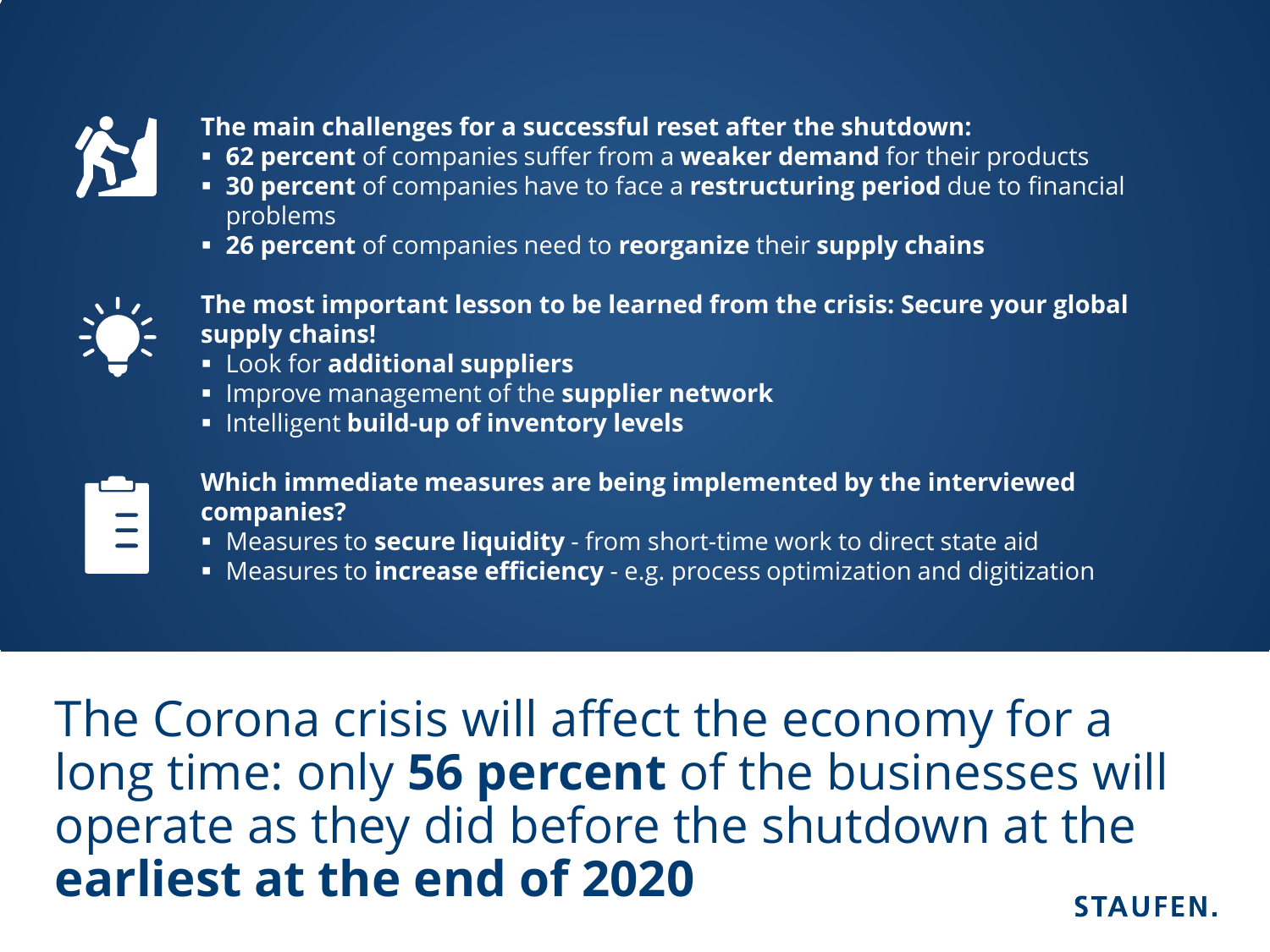**The main challenges for a successful reset after the shutdown:**

- **62 percent** of companies suffer from a **weaker demand** for their products
- **30 percent** of companies have to face a **restructuring period** due to financial problems
- **26 percent** of companies need to **reorganize** their **supply chains**

**The most important lesson to be learned from the crisis: Secure your global supply chains!**

- Look for **additional suppliers**
- Improve management of the **supplier network**
- Intelligent **build-up of inventory levels**

**Which immediate measures are being implemented by the interviewed companies?**

- Measures to **secure liquidity** - from short-time work to direct state aid
- Measures to **increase efficiency** - e.g. process optimization and digitization

The Corona crisis will affect the economy for a long time: only **56 percent** of the businesses will operate as they did before the shutdown at the **earliest at the end of 2020**

STAUFEN.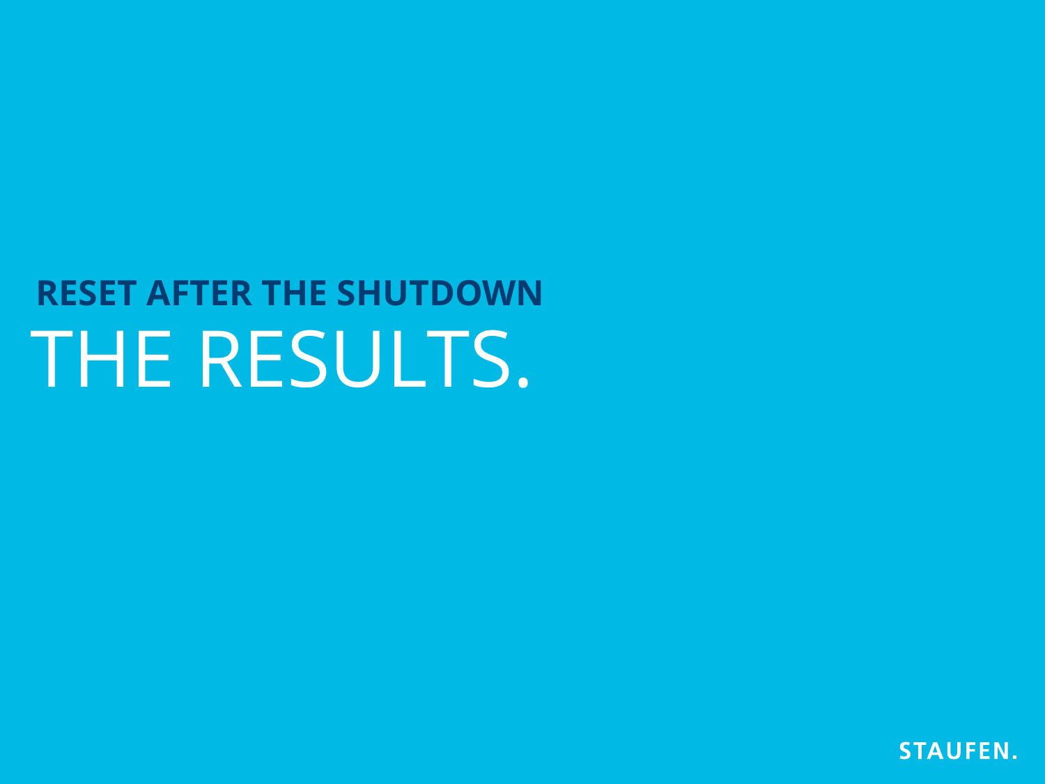**RESET AFTER THE SHUTDOWN**

# THE RESULTS.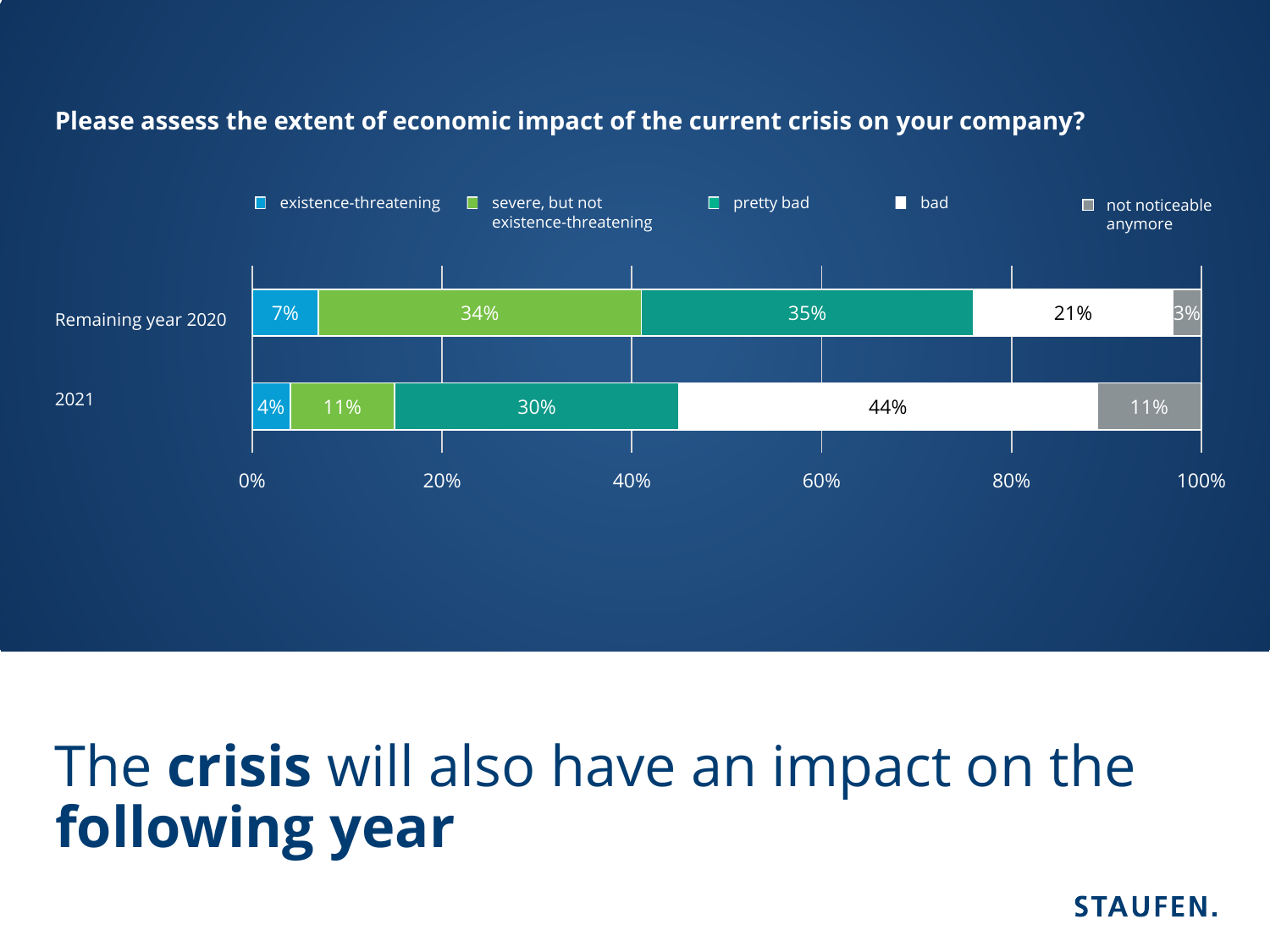**Please assess the extent of economic impact of the current crisis on your company?**

| | existence-threatening | severe, but not existence-threatening | pretty bad | bad | not noticeable anymore |
|---|---|---|---|---|---|
| Remaining year 2020 | 7% | 34% | 35% | 21% | 3% |
| 2021 | 4% | 11% | 30% | 44% | 11% |

# The **crisis** will also have an impact on the **following year**

STAUFEN.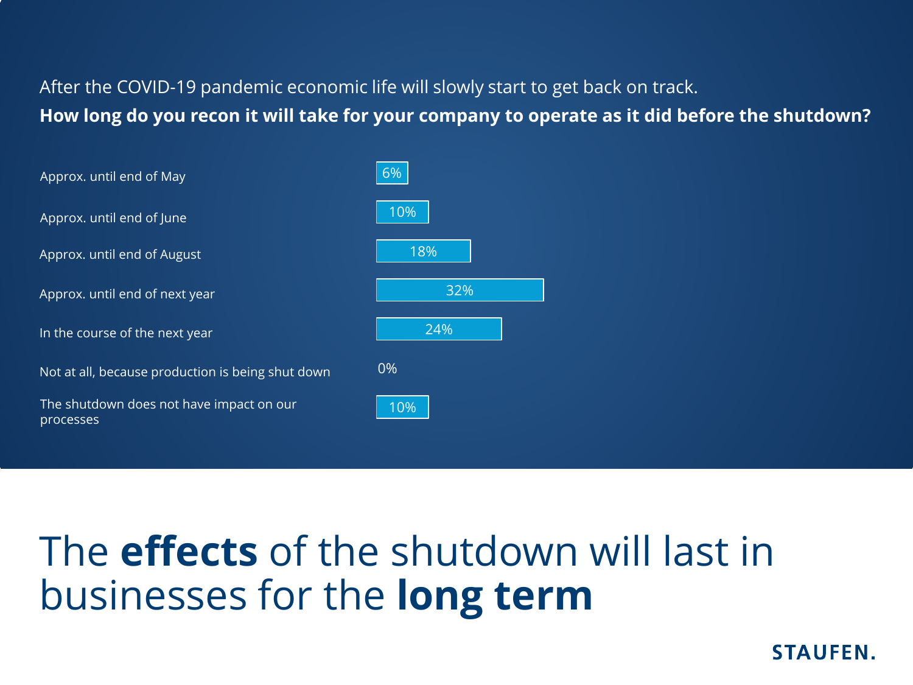After the COVID-19 pandemic economic life will slowly start to get back on track.

**How long do you recon it will take for your company to operate as it did before the shutdown?**

| Response | Share |
|---|---|
| Approx. until end of May | 6% |
| Approx. until end of June | 10% |
| Approx. until end of August | 18% |
| Approx. until end of next year | 32% |
| In the course of the next year | 24% |
| Not at all, because production is being shut down | 0% |
| The shutdown does not have impact on our processes | 10% |

# The **effects** of the shutdown will last in businesses for the **long term**

STAUFEN.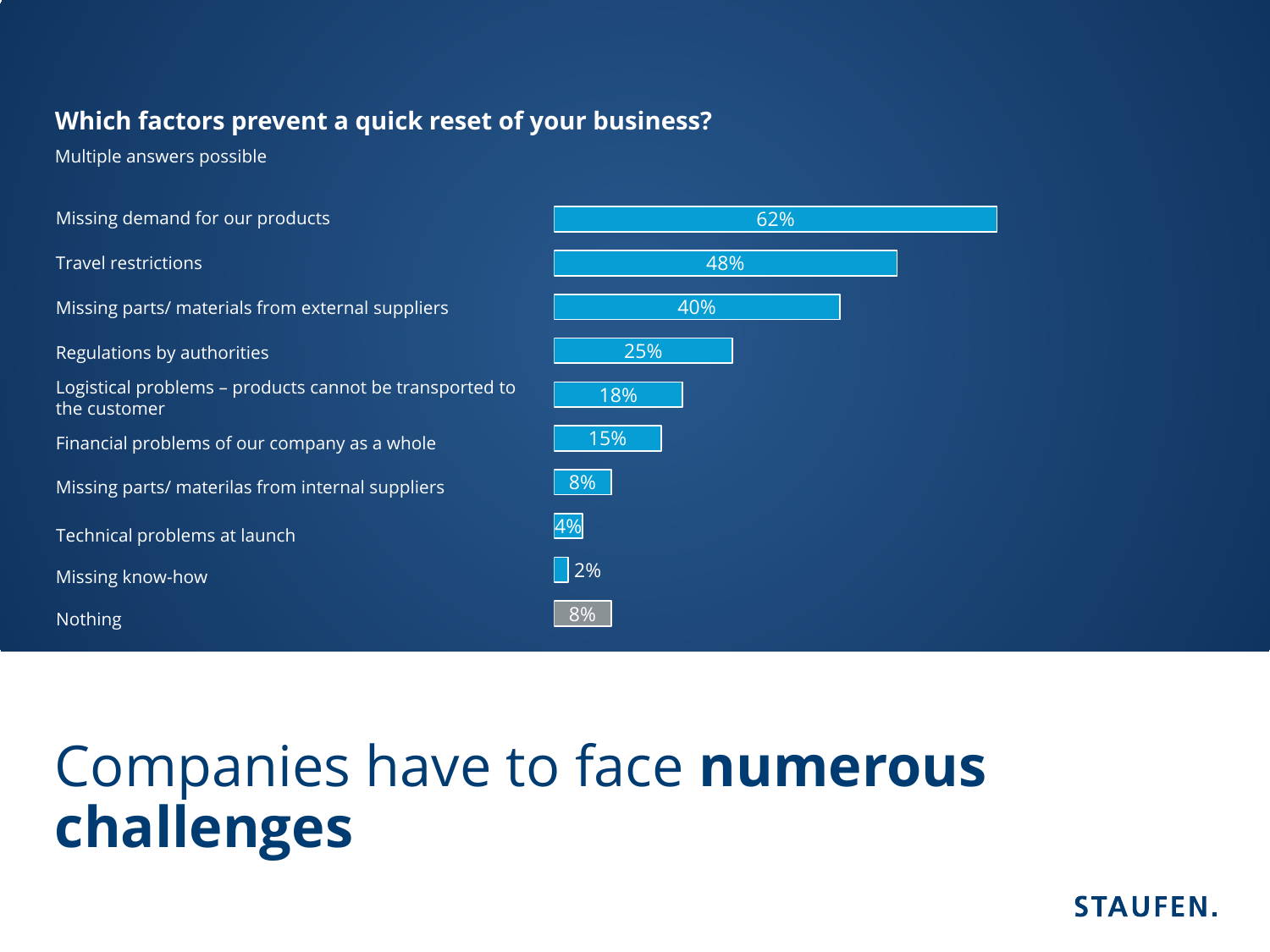## Which factors prevent a quick reset of your business?

Multiple answers possible

| Factor | Share |
| --- | --- |
| Missing demand for our products | 62% |
| Travel restrictions | 48% |
| Missing parts/ materials from external suppliers | 40% |
| Regulations by authorities | 25% |
| Logistical problems – products cannot be transported to the customer | 18% |
| Financial problems of our company as a whole | 15% |
| Missing parts/ materilas from internal suppliers | 8% |
| Technical problems at launch | 4% |
| Missing know-how | 2% |
| Nothing | 8% |

# Companies have to face **numerous challenges**

STAUFEN.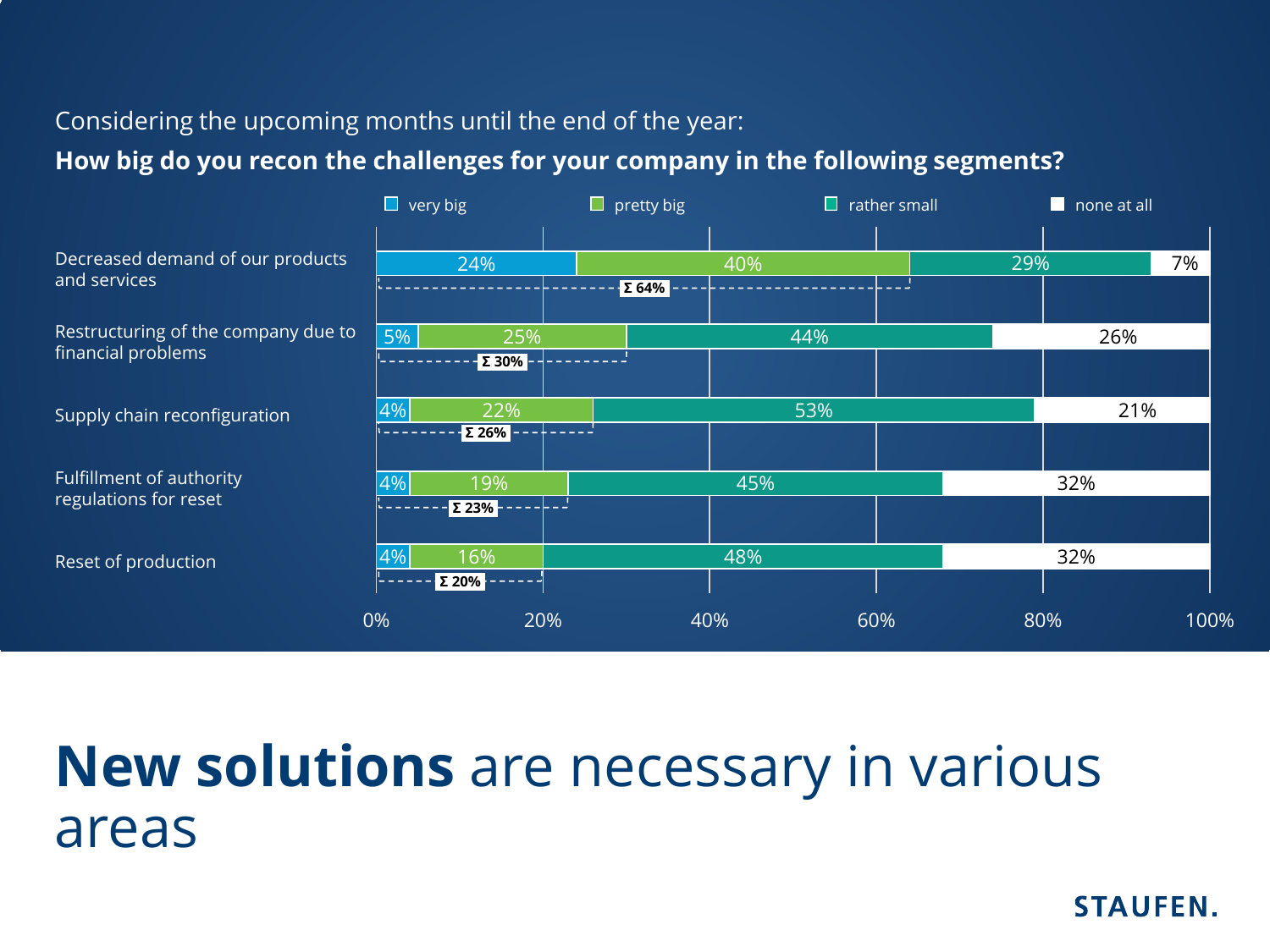Considering the upcoming months until the end of the year:

**How big do you recon the challenges for your company in the following segments?**

| Segment | very big | pretty big | rather small | none at all | Σ (very big + pretty big) |
|---|---|---|---|---|---|
| Decreased demand of our products and services | 24% | 40% | 29% | 7% | Σ 64% |
| Restructuring of the company due to financial problems | 5% | 25% | 44% | 26% | Σ 30% |
| Supply chain reconfiguration | 4% | 22% | 53% | 21% | Σ 26% |
| Fulfillment of authority regulations for reset | 4% | 19% | 45% | 32% | Σ 23% |
| Reset of production | 4% | 16% | 48% | 32% | Σ 20% |

# **New solutions** are necessary in various areas

STAUFEN.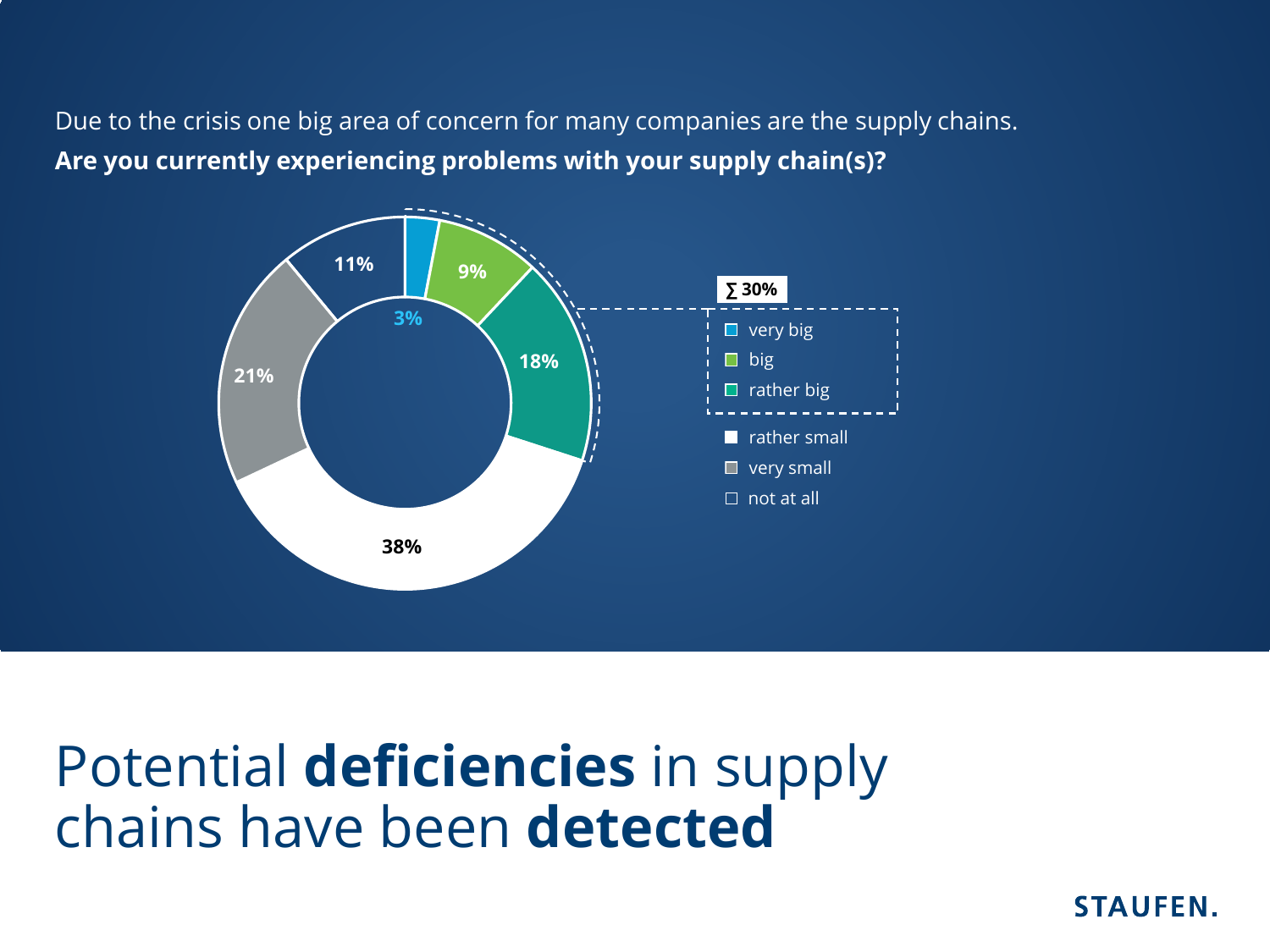Due to the crisis one big area of concern for many companies are the supply chains.

**Are you currently experiencing problems with your supply chain(s)?**

| Response | Share |
| --- | --- |
| very big | 3% |
| big | 9% |
| rather big | 18% |
| rather small | 38% |
| very small | 21% |
| not at all | 11% |

∑ 30% (very big, big, rather big)

# Potential **deficiencies** in supply chains have been **detected**

STAUFEN.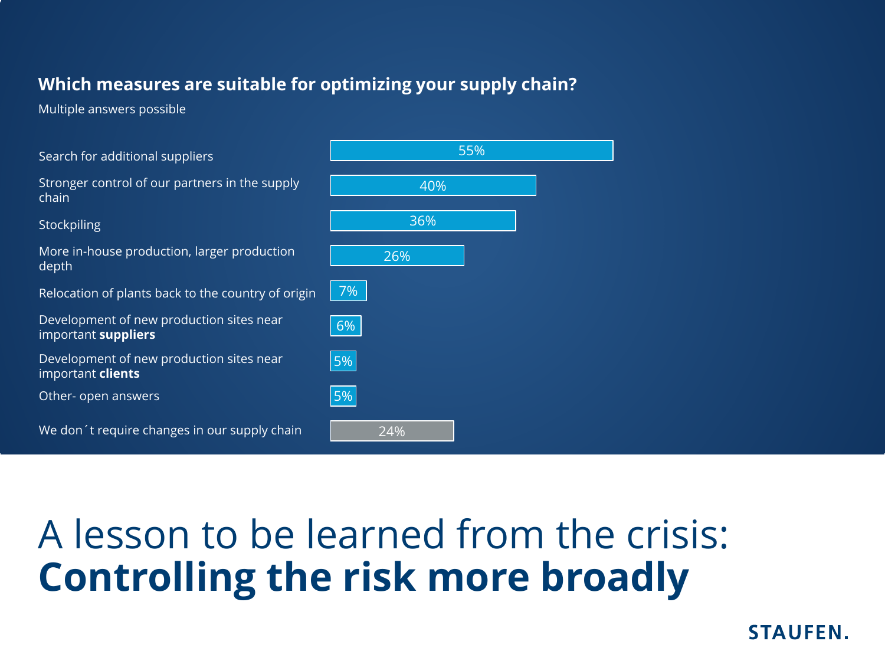## Which measures are suitable for optimizing your supply chain?

Multiple answers possible

| Measure | Share |
|---|---|
| Search for additional suppliers | 55% |
| Stronger control of our partners in the supply chain | 40% |
| Stockpiling | 36% |
| More in-house production, larger production depth | 26% |
| Relocation of plants back to the country of origin | 7% |
| Development of new production sites near important **suppliers** | 6% |
| Development of new production sites near important **clients** | 5% |
| Other- open answers | 5% |
| We don´t require changes in our supply chain | 24% |

# A lesson to be learned from the crisis: **Controlling the risk more broadly**

STAUFEN.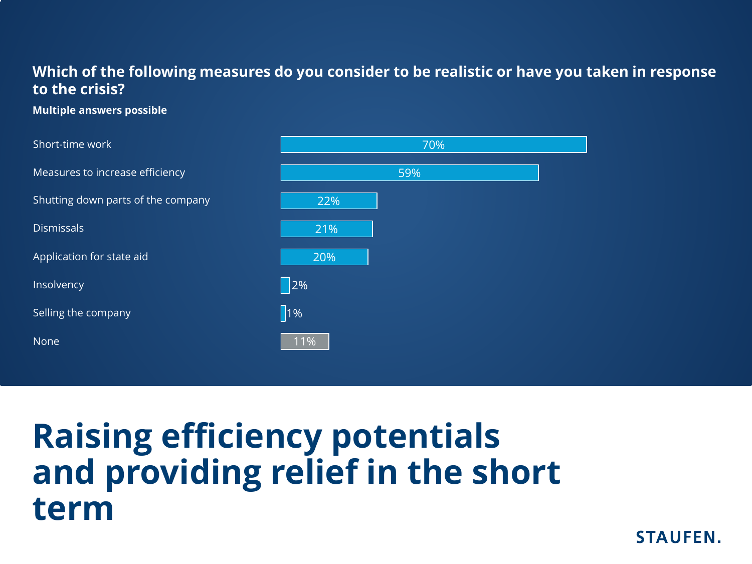**Which of the following measures do you consider to be realistic or have you taken in response to the crisis?**

**Multiple answers possible**

| Measure | Share |
| --- | --- |
| Short-time work | 70% |
| Measures to increase efficiency | 59% |
| Shutting down parts of the company | 22% |
| Dismissals | 21% |
| Application for state aid | 20% |
| Insolvency | 2% |
| Selling the company | 1% |
| None | 11% |

# Raising efficiency potentials and providing relief in the short term

STAUFEN.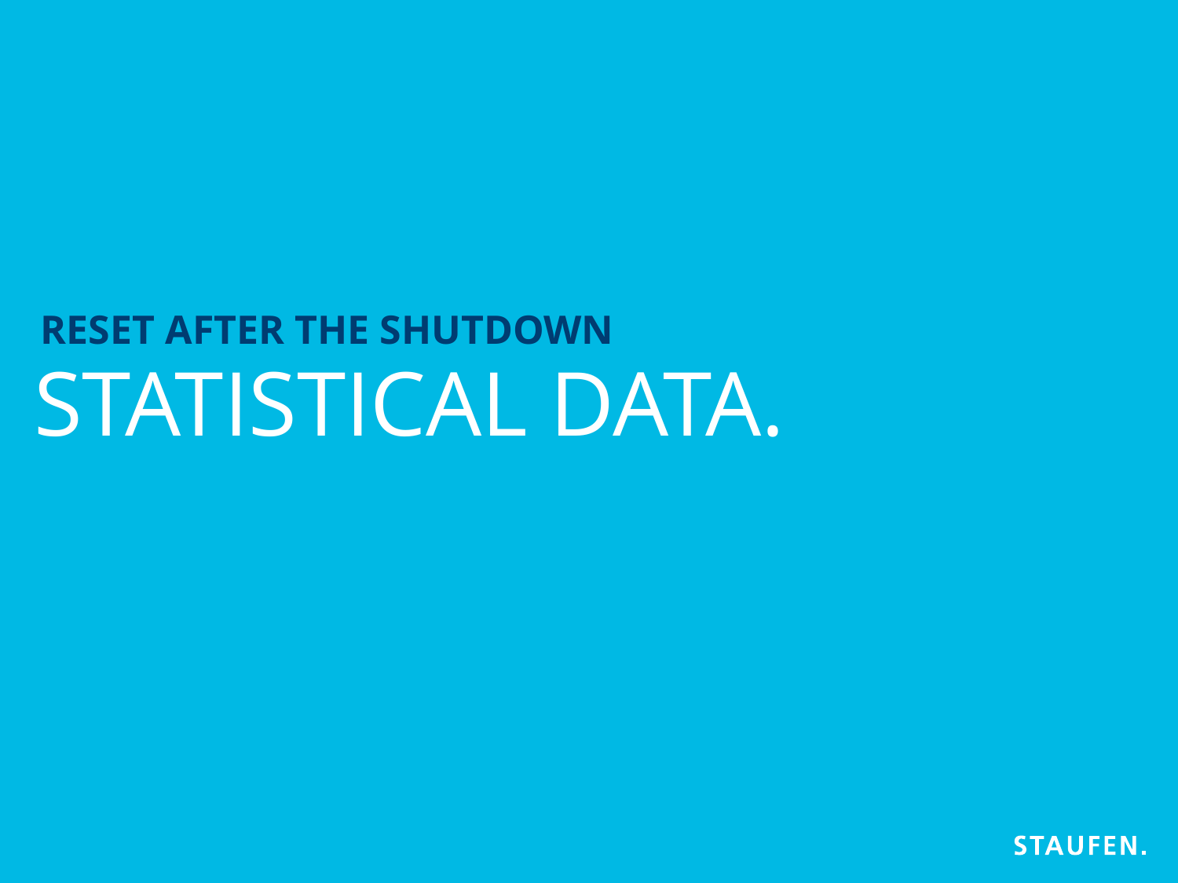## RESET AFTER THE SHUTDOWN

# STATISTICAL DATA.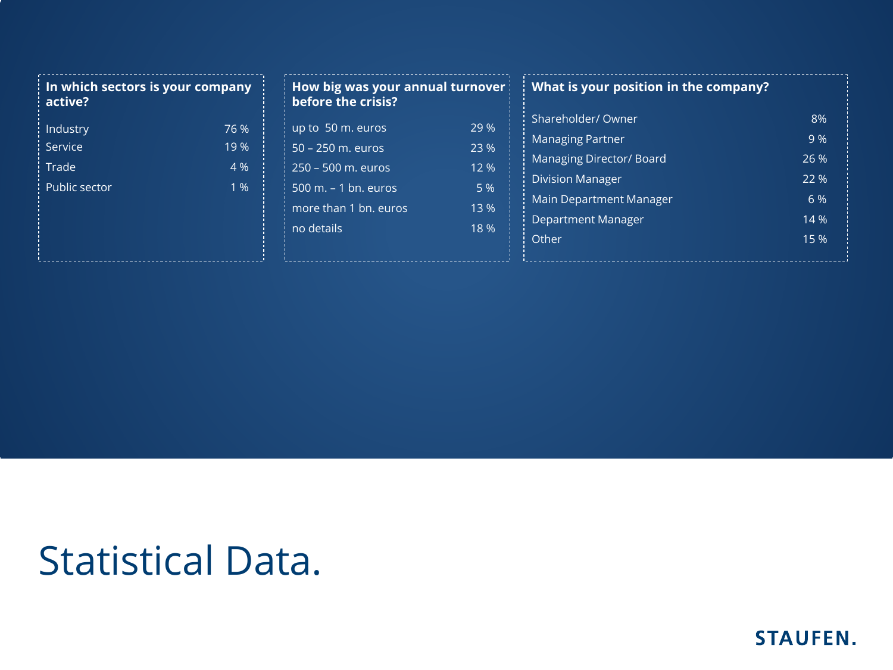# Statistical Data.

| In which sectors is your company active? | |
|---|---|
| Industry | 76 % |
| Service | 19 % |
| Trade | 4 % |
| Public sector | 1 % |

| How big was your annual turnover before the crisis? | |
|---|---|
| up to 50 m. euros | 29 % |
| 50 – 250 m. euros | 23 % |
| 250 – 500 m. euros | 12 % |
| 500 m. – 1 bn. euros | 5 % |
| more than 1 bn. euros | 13 % |
| no details | 18 % |

| What is your position in the company? | |
|---|---|
| Shareholder/ Owner | 8% |
| Managing Partner | 9 % |
| Managing Director/ Board | 26 % |
| Division Manager | 22 % |
| Main Department Manager | 6 % |
| Department Manager | 14 % |
| Other | 15 % |

STAUFEN.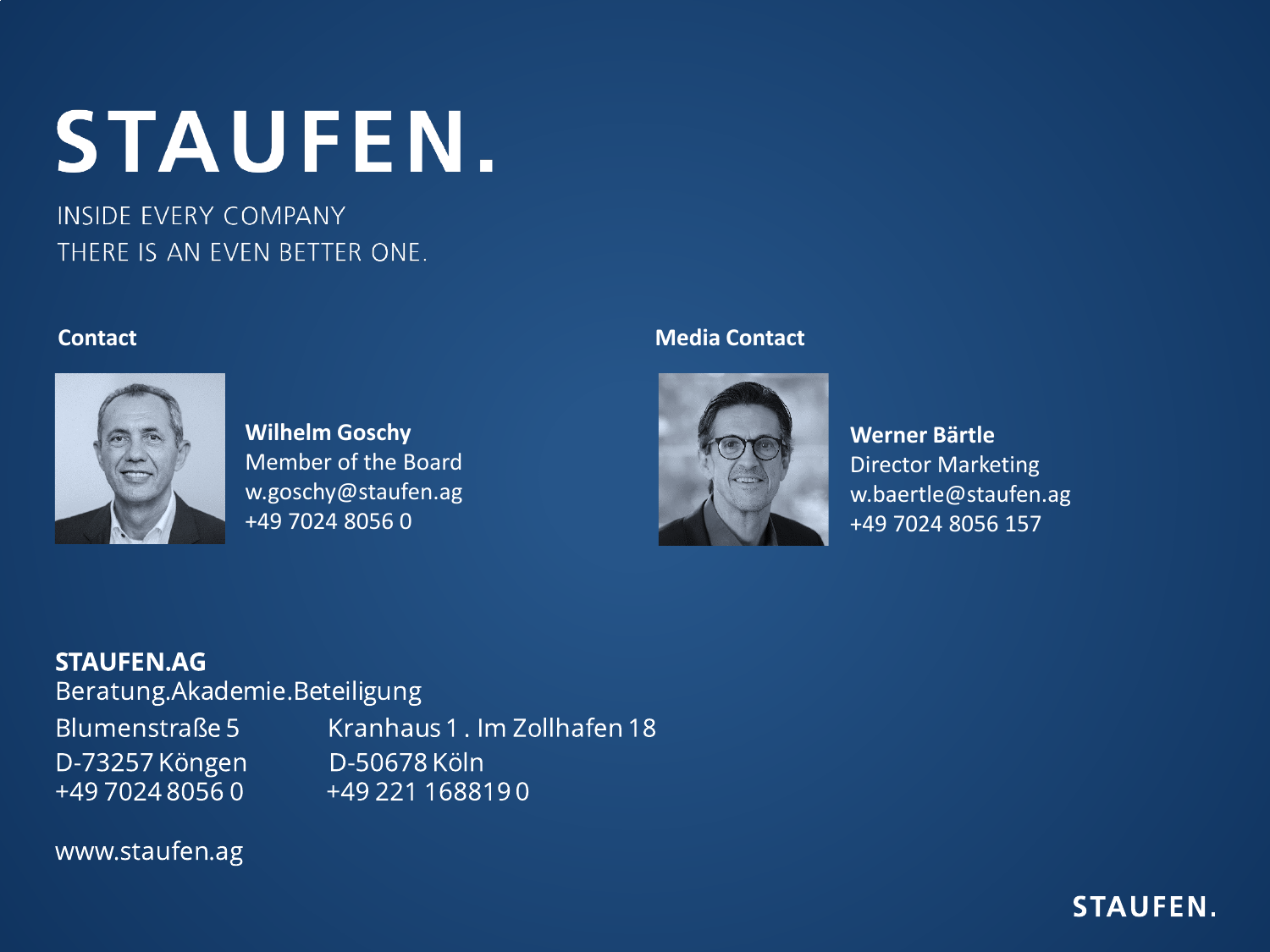# STAUFEN.

INSIDE EVERY COMPANY
THERE IS AN EVEN BETTER ONE.

**Contact**

**Wilhelm Goschy**
Member of the Board
w.goschy@staufen.ag
+49 7024 8056 0

**Media Contact**

**Werner Bärtle**
Director Marketing
w.baertle@staufen.ag
+49 7024 8056 157

**STAUFEN.AG**
Beratung.Akademie.Beteiligung

Blumenstraße 5
D-73257 Köngen
+49 7024 8056 0

Kranhaus 1 . Im Zollhafen 18
D-50678 Köln
+49 221 168819 0

www.staufen.ag

STAUFEN.